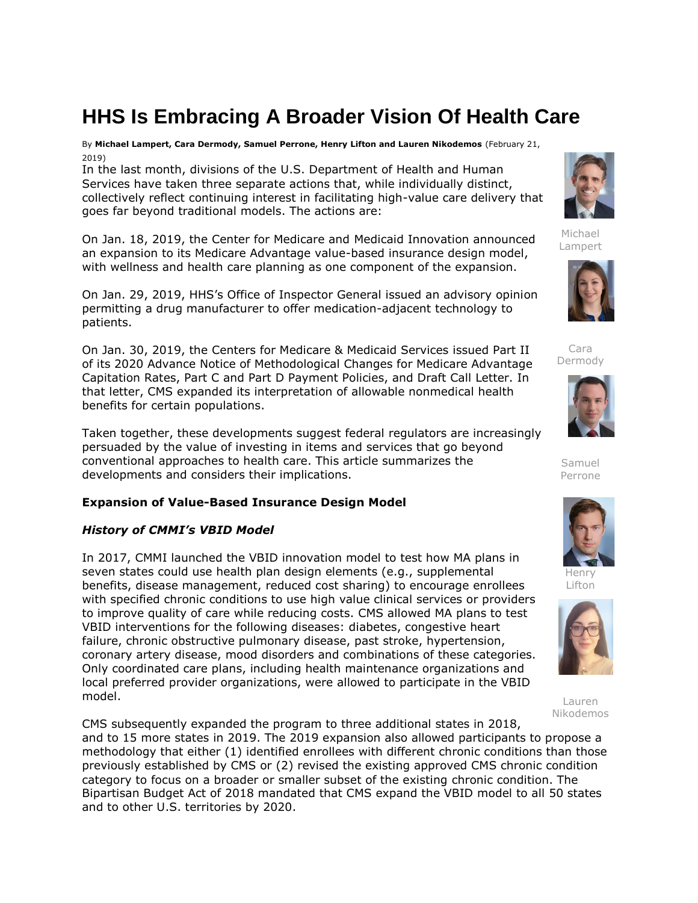# HHS Is Embracing A Broader Vision Of Health Care

By **Michael Lampert, Cara Dermody, Samuel Perrone, Henry Lifton and Lauren Nikodemos** (February 21, 2019)

Michael Lampert

Cara Dermody

Samuel Perrone

Henry Lifton

Lauren Nikodemos

In the last month, divisions of the U.S. Department of Health and Human Services have taken three separate actions that, while individually distinct, collectively reflect continuing interest in facilitating high-value care delivery that goes far beyond traditional models. The actions are:

On Jan. 18, 2019, the Center for Medicare and Medicaid Innovation announced an expansion to its Medicare Advantage value-based insurance design model, with wellness and health care planning as one component of the expansion.

On Jan. 29, 2019, HHS's Office of Inspector General issued an advisory opinion permitting a drug manufacturer to offer medication-adjacent technology to patients.

On Jan. 30, 2019, the Centers for Medicare & Medicaid Services issued Part II of its 2020 Advance Notice of Methodological Changes for Medicare Advantage Capitation Rates, Part C and Part D Payment Policies, and Draft Call Letter. In that letter, CMS expanded its interpretation of allowable nonmedical health benefits for certain populations.

Taken together, these developments suggest federal regulators are increasingly persuaded by the value of investing in items and services that go beyond conventional approaches to health care. This article summarizes the developments and considers their implications.

**Expansion of Value-Based Insurance Design Model**

***History of CMMI's VBID Model***

In 2017, CMMI launched the VBID innovation model to test how MA plans in seven states could use health plan design elements (e.g., supplemental benefits, disease management, reduced cost sharing) to encourage enrollees with specified chronic conditions to use high value clinical services or providers to improve quality of care while reducing costs. CMS allowed MA plans to test VBID interventions for the following diseases: diabetes, congestive heart failure, chronic obstructive pulmonary disease, past stroke, hypertension, coronary artery disease, mood disorders and combinations of these categories. Only coordinated care plans, including health maintenance organizations and local preferred provider organizations, were allowed to participate in the VBID model.

CMS subsequently expanded the program to three additional states in 2018, and to 15 more states in 2019. The 2019 expansion also allowed participants to propose a methodology that either (1) identified enrollees with different chronic conditions than those previously established by CMS or (2) revised the existing approved CMS chronic condition category to focus on a broader or smaller subset of the existing chronic condition. The Bipartisan Budget Act of 2018 mandated that CMS expand the VBID model to all 50 states and to other U.S. territories by 2020.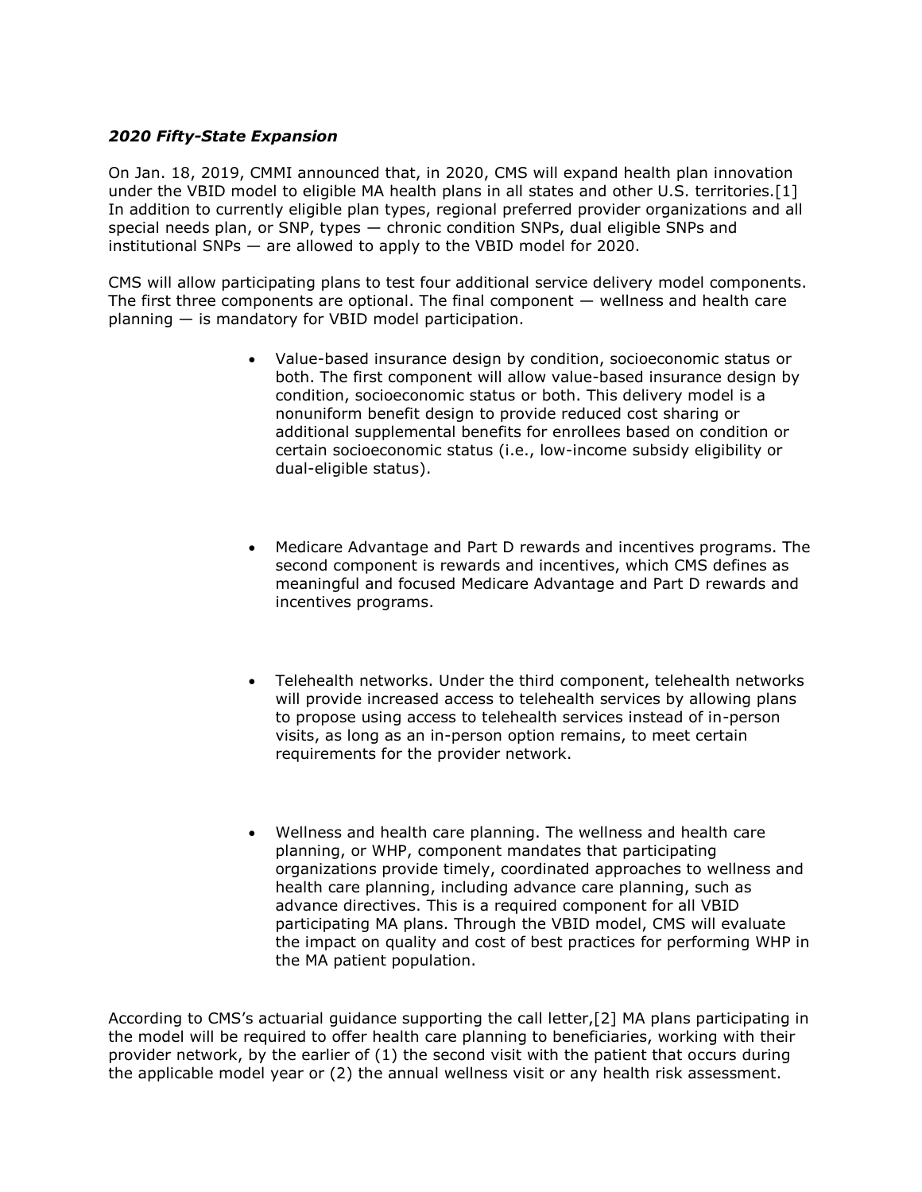### *2020 Fifty-State Expansion*

On Jan. 18, 2019, CMMI announced that, in 2020, CMS will expand health plan innovation under the VBID model to eligible MA health plans in all states and other U.S. territories.[1] In addition to currently eligible plan types, regional preferred provider organizations and all special needs plan, or SNP, types — chronic condition SNPs, dual eligible SNPs and institutional SNPs — are allowed to apply to the VBID model for 2020.

CMS will allow participating plans to test four additional service delivery model components. The first three components are optional. The final component — wellness and health care planning — is mandatory for VBID model participation.

- Value-based insurance design by condition, socioeconomic status or both. The first component will allow value-based insurance design by condition, socioeconomic status or both. This delivery model is a nonuniform benefit design to provide reduced cost sharing or additional supplemental benefits for enrollees based on condition or certain socioeconomic status (i.e., low-income subsidy eligibility or dual-eligible status).

- Medicare Advantage and Part D rewards and incentives programs. The second component is rewards and incentives, which CMS defines as meaningful and focused Medicare Advantage and Part D rewards and incentives programs.

- Telehealth networks. Under the third component, telehealth networks will provide increased access to telehealth services by allowing plans to propose using access to telehealth services instead of in-person visits, as long as an in-person option remains, to meet certain requirements for the provider network.

- Wellness and health care planning. The wellness and health care planning, or WHP, component mandates that participating organizations provide timely, coordinated approaches to wellness and health care planning, including advance care planning, such as advance directives. This is a required component for all VBID participating MA plans. Through the VBID model, CMS will evaluate the impact on quality and cost of best practices for performing WHP in the MA patient population.

According to CMS's actuarial guidance supporting the call letter,[2] MA plans participating in the model will be required to offer health care planning to beneficiaries, working with their provider network, by the earlier of (1) the second visit with the patient that occurs during the applicable model year or (2) the annual wellness visit or any health risk assessment.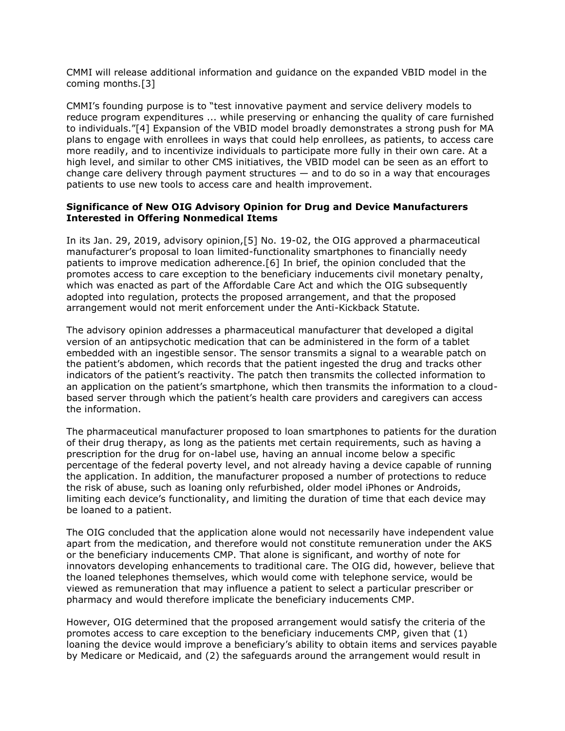CMMI will release additional information and guidance on the expanded VBID model in the coming months.[3]

CMMI's founding purpose is to "test innovative payment and service delivery models to reduce program expenditures ... while preserving or enhancing the quality of care furnished to individuals."[4] Expansion of the VBID model broadly demonstrates a strong push for MA plans to engage with enrollees in ways that could help enrollees, as patients, to access care more readily, and to incentivize individuals to participate more fully in their own care. At a high level, and similar to other CMS initiatives, the VBID model can be seen as an effort to change care delivery through payment structures — and to do so in a way that encourages patients to use new tools to access care and health improvement.

**Significance of New OIG Advisory Opinion for Drug and Device Manufacturers Interested in Offering Nonmedical Items**

In its Jan. 29, 2019, advisory opinion,[5] No. 19-02, the OIG approved a pharmaceutical manufacturer's proposal to loan limited-functionality smartphones to financially needy patients to improve medication adherence.[6] In brief, the opinion concluded that the promotes access to care exception to the beneficiary inducements civil monetary penalty, which was enacted as part of the Affordable Care Act and which the OIG subsequently adopted into regulation, protects the proposed arrangement, and that the proposed arrangement would not merit enforcement under the Anti-Kickback Statute.

The advisory opinion addresses a pharmaceutical manufacturer that developed a digital version of an antipsychotic medication that can be administered in the form of a tablet embedded with an ingestible sensor. The sensor transmits a signal to a wearable patch on the patient's abdomen, which records that the patient ingested the drug and tracks other indicators of the patient's reactivity. The patch then transmits the collected information to an application on the patient's smartphone, which then transmits the information to a cloud-based server through which the patient's health care providers and caregivers can access the information.

The pharmaceutical manufacturer proposed to loan smartphones to patients for the duration of their drug therapy, as long as the patients met certain requirements, such as having a prescription for the drug for on-label use, having an annual income below a specific percentage of the federal poverty level, and not already having a device capable of running the application. In addition, the manufacturer proposed a number of protections to reduce the risk of abuse, such as loaning only refurbished, older model iPhones or Androids, limiting each device's functionality, and limiting the duration of time that each device may be loaned to a patient.

The OIG concluded that the application alone would not necessarily have independent value apart from the medication, and therefore would not constitute remuneration under the AKS or the beneficiary inducements CMP. That alone is significant, and worthy of note for innovators developing enhancements to traditional care. The OIG did, however, believe that the loaned telephones themselves, which would come with telephone service, would be viewed as remuneration that may influence a patient to select a particular prescriber or pharmacy and would therefore implicate the beneficiary inducements CMP.

However, OIG determined that the proposed arrangement would satisfy the criteria of the promotes access to care exception to the beneficiary inducements CMP, given that (1) loaning the device would improve a beneficiary's ability to obtain items and services payable by Medicare or Medicaid, and (2) the safeguards around the arrangement would result in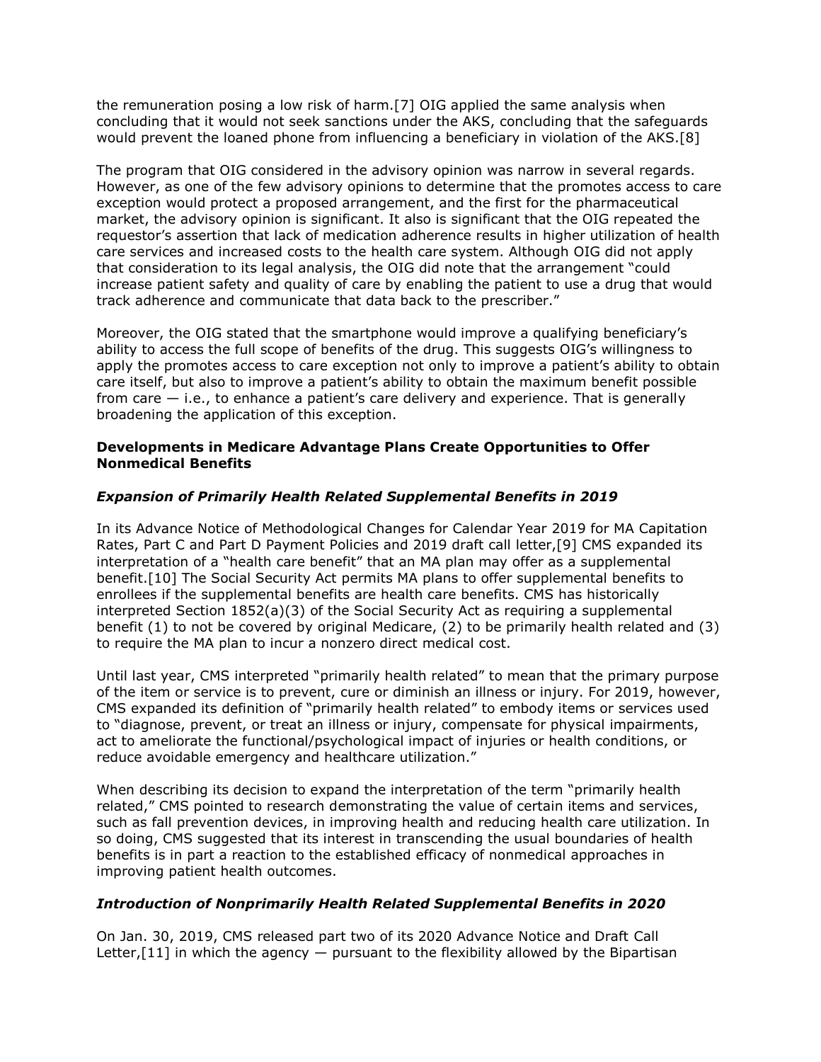the remuneration posing a low risk of harm.[7] OIG applied the same analysis when concluding that it would not seek sanctions under the AKS, concluding that the safeguards would prevent the loaned phone from influencing a beneficiary in violation of the AKS.[8]

The program that OIG considered in the advisory opinion was narrow in several regards. However, as one of the few advisory opinions to determine that the promotes access to care exception would protect a proposed arrangement, and the first for the pharmaceutical market, the advisory opinion is significant. It also is significant that the OIG repeated the requestor's assertion that lack of medication adherence results in higher utilization of health care services and increased costs to the health care system. Although OIG did not apply that consideration to its legal analysis, the OIG did note that the arrangement "could increase patient safety and quality of care by enabling the patient to use a drug that would track adherence and communicate that data back to the prescriber."

Moreover, the OIG stated that the smartphone would improve a qualifying beneficiary's ability to access the full scope of benefits of the drug. This suggests OIG's willingness to apply the promotes access to care exception not only to improve a patient's ability to obtain care itself, but also to improve a patient's ability to obtain the maximum benefit possible from care — i.e., to enhance a patient's care delivery and experience. That is generally broadening the application of this exception.

**Developments in Medicare Advantage Plans Create Opportunities to Offer Nonmedical Benefits**

***Expansion of Primarily Health Related Supplemental Benefits in 2019***

In its Advance Notice of Methodological Changes for Calendar Year 2019 for MA Capitation Rates, Part C and Part D Payment Policies and 2019 draft call letter,[9] CMS expanded its interpretation of a "health care benefit" that an MA plan may offer as a supplemental benefit.[10] The Social Security Act permits MA plans to offer supplemental benefits to enrollees if the supplemental benefits are health care benefits. CMS has historically interpreted Section 1852(a)(3) of the Social Security Act as requiring a supplemental benefit (1) to not be covered by original Medicare, (2) to be primarily health related and (3) to require the MA plan to incur a nonzero direct medical cost.

Until last year, CMS interpreted "primarily health related" to mean that the primary purpose of the item or service is to prevent, cure or diminish an illness or injury. For 2019, however, CMS expanded its definition of "primarily health related" to embody items or services used to "diagnose, prevent, or treat an illness or injury, compensate for physical impairments, act to ameliorate the functional/psychological impact of injuries or health conditions, or reduce avoidable emergency and healthcare utilization."

When describing its decision to expand the interpretation of the term "primarily health related," CMS pointed to research demonstrating the value of certain items and services, such as fall prevention devices, in improving health and reducing health care utilization. In so doing, CMS suggested that its interest in transcending the usual boundaries of health benefits is in part a reaction to the established efficacy of nonmedical approaches in improving patient health outcomes.

***Introduction of Nonprimarily Health Related Supplemental Benefits in 2020***

On Jan. 30, 2019, CMS released part two of its 2020 Advance Notice and Draft Call Letter,[11] in which the agency — pursuant to the flexibility allowed by the Bipartisan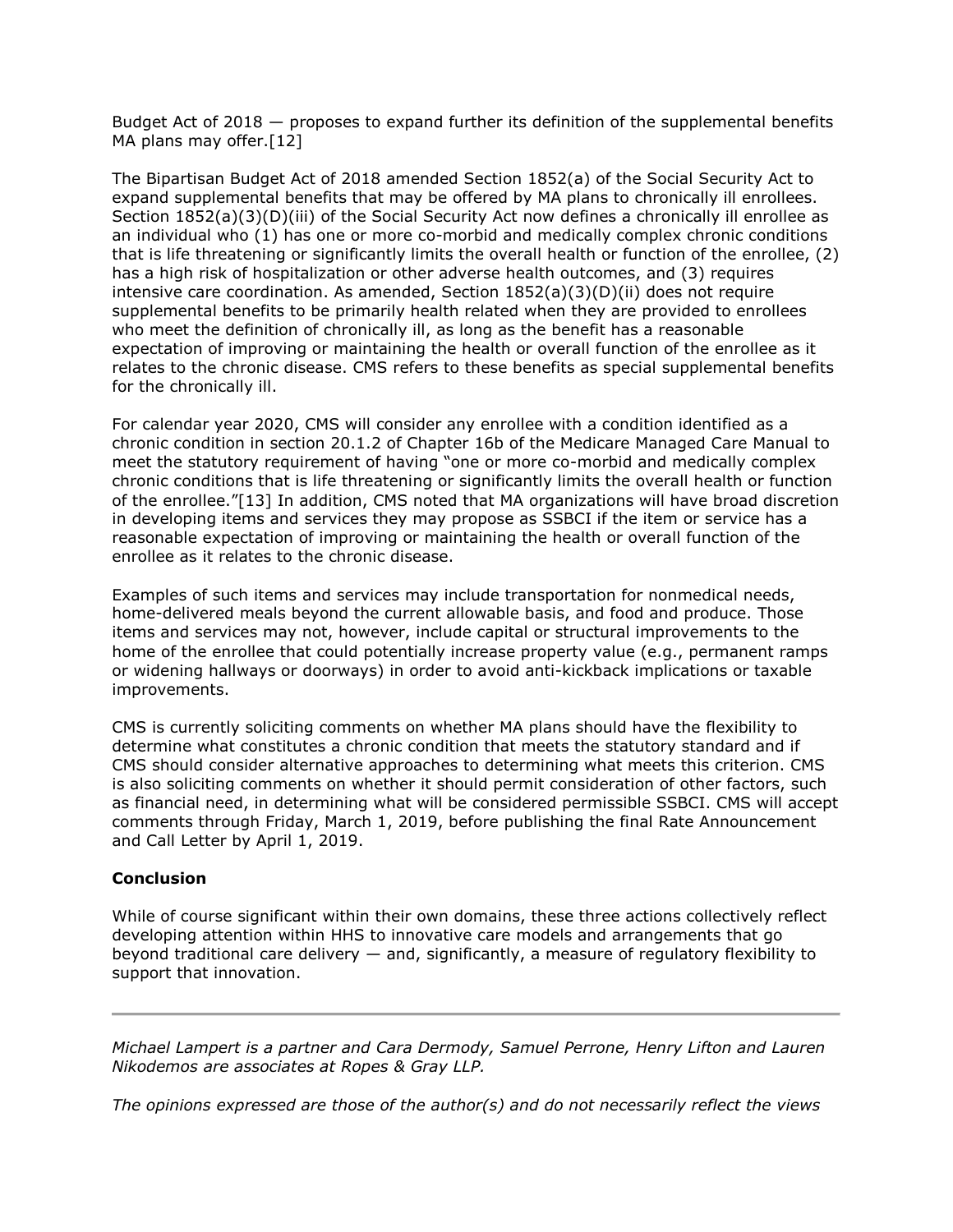Budget Act of 2018 — proposes to expand further its definition of the supplemental benefits MA plans may offer.[12]

The Bipartisan Budget Act of 2018 amended Section 1852(a) of the Social Security Act to expand supplemental benefits that may be offered by MA plans to chronically ill enrollees. Section 1852(a)(3)(D)(iii) of the Social Security Act now defines a chronically ill enrollee as an individual who (1) has one or more co-morbid and medically complex chronic conditions that is life threatening or significantly limits the overall health or function of the enrollee, (2) has a high risk of hospitalization or other adverse health outcomes, and (3) requires intensive care coordination. As amended, Section 1852(a)(3)(D)(ii) does not require supplemental benefits to be primarily health related when they are provided to enrollees who meet the definition of chronically ill, as long as the benefit has a reasonable expectation of improving or maintaining the health or overall function of the enrollee as it relates to the chronic disease. CMS refers to these benefits as special supplemental benefits for the chronically ill.

For calendar year 2020, CMS will consider any enrollee with a condition identified as a chronic condition in section 20.1.2 of Chapter 16b of the Medicare Managed Care Manual to meet the statutory requirement of having "one or more co-morbid and medically complex chronic conditions that is life threatening or significantly limits the overall health or function of the enrollee."[13] In addition, CMS noted that MA organizations will have broad discretion in developing items and services they may propose as SSBCI if the item or service has a reasonable expectation of improving or maintaining the health or overall function of the enrollee as it relates to the chronic disease.

Examples of such items and services may include transportation for nonmedical needs, home-delivered meals beyond the current allowable basis, and food and produce. Those items and services may not, however, include capital or structural improvements to the home of the enrollee that could potentially increase property value (e.g., permanent ramps or widening hallways or doorways) in order to avoid anti-kickback implications or taxable improvements.

CMS is currently soliciting comments on whether MA plans should have the flexibility to determine what constitutes a chronic condition that meets the statutory standard and if CMS should consider alternative approaches to determining what meets this criterion. CMS is also soliciting comments on whether it should permit consideration of other factors, such as financial need, in determining what will be considered permissible SSBCI. CMS will accept comments through Friday, March 1, 2019, before publishing the final Rate Announcement and Call Letter by April 1, 2019.

**Conclusion**

While of course significant within their own domains, these three actions collectively reflect developing attention within HHS to innovative care models and arrangements that go beyond traditional care delivery — and, significantly, a measure of regulatory flexibility to support that innovation.

---

*Michael Lampert is a partner and Cara Dermody, Samuel Perrone, Henry Lifton and Lauren Nikodemos are associates at Ropes & Gray LLP.*

*The opinions expressed are those of the author(s) and do not necessarily reflect the views*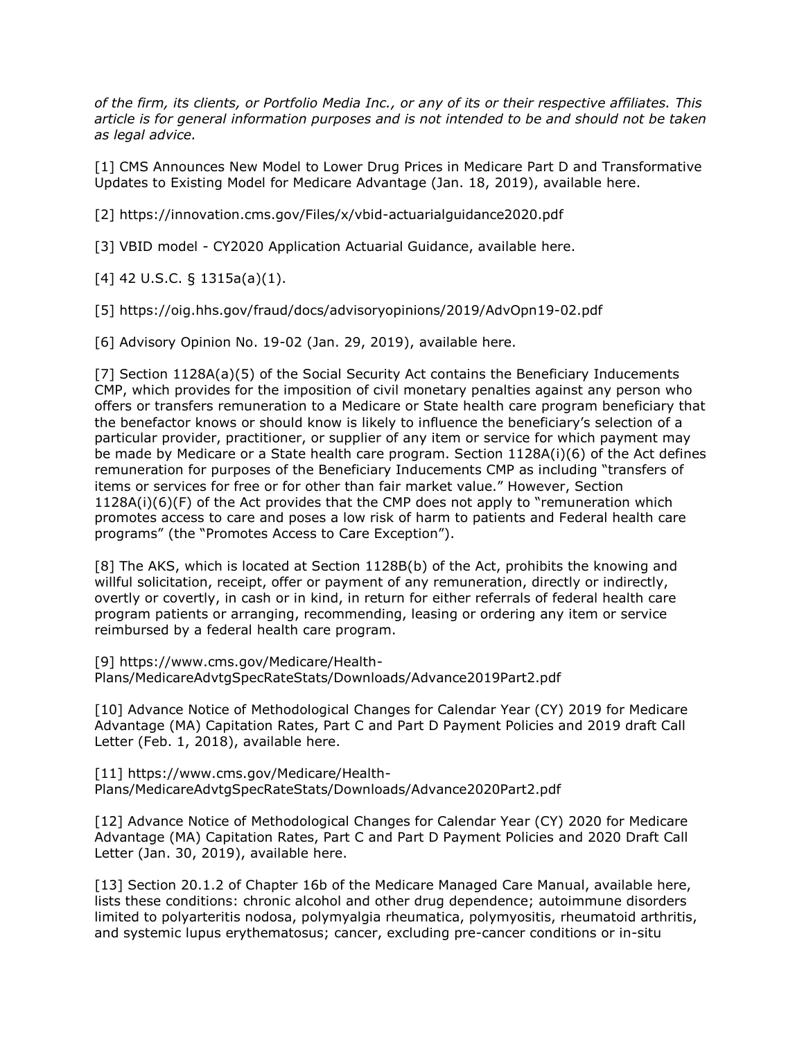*of the firm, its clients, or Portfolio Media Inc., or any of its or their respective affiliates. This article is for general information purposes and is not intended to be and should not be taken as legal advice.*

[1] CMS Announces New Model to Lower Drug Prices in Medicare Part D and Transformative Updates to Existing Model for Medicare Advantage (Jan. 18, 2019), available here.

[2] https://innovation.cms.gov/Files/x/vbid-actuarialguidance2020.pdf

[3] VBID model - CY2020 Application Actuarial Guidance, available here.

[4] 42 U.S.C. § 1315a(a)(1).

[5] https://oig.hhs.gov/fraud/docs/advisoryopinions/2019/AdvOpn19-02.pdf

[6] Advisory Opinion No. 19-02 (Jan. 29, 2019), available here.

[7] Section 1128A(a)(5) of the Social Security Act contains the Beneficiary Inducements CMP, which provides for the imposition of civil monetary penalties against any person who offers or transfers remuneration to a Medicare or State health care program beneficiary that the benefactor knows or should know is likely to influence the beneficiary's selection of a particular provider, practitioner, or supplier of any item or service for which payment may be made by Medicare or a State health care program. Section 1128A(i)(6) of the Act defines remuneration for purposes of the Beneficiary Inducements CMP as including "transfers of items or services for free or for other than fair market value." However, Section 1128A(i)(6)(F) of the Act provides that the CMP does not apply to "remuneration which promotes access to care and poses a low risk of harm to patients and Federal health care programs" (the "Promotes Access to Care Exception").

[8] The AKS, which is located at Section 1128B(b) of the Act, prohibits the knowing and willful solicitation, receipt, offer or payment of any remuneration, directly or indirectly, overtly or covertly, in cash or in kind, in return for either referrals of federal health care program patients or arranging, recommending, leasing or ordering any item or service reimbursed by a federal health care program.

[9] https://www.cms.gov/Medicare/Health-Plans/MedicareAdvtgSpecRateStats/Downloads/Advance2019Part2.pdf

[10] Advance Notice of Methodological Changes for Calendar Year (CY) 2019 for Medicare Advantage (MA) Capitation Rates, Part C and Part D Payment Policies and 2019 draft Call Letter (Feb. 1, 2018), available here.

[11] https://www.cms.gov/Medicare/Health-Plans/MedicareAdvtgSpecRateStats/Downloads/Advance2020Part2.pdf

[12] Advance Notice of Methodological Changes for Calendar Year (CY) 2020 for Medicare Advantage (MA) Capitation Rates, Part C and Part D Payment Policies and 2020 Draft Call Letter (Jan. 30, 2019), available here.

[13] Section 20.1.2 of Chapter 16b of the Medicare Managed Care Manual, available here, lists these conditions: chronic alcohol and other drug dependence; autoimmune disorders limited to polyarteritis nodosa, polymyalgia rheumatica, polymyositis, rheumatoid arthritis, and systemic lupus erythematosus; cancer, excluding pre-cancer conditions or in-situ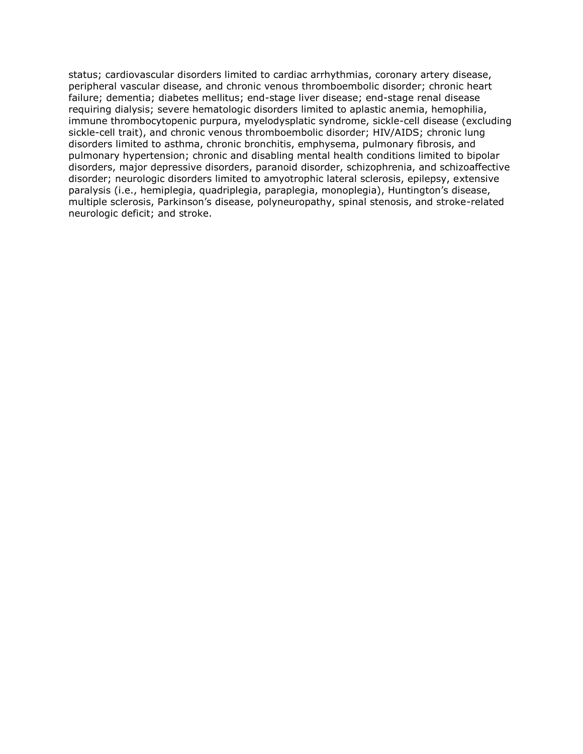status; cardiovascular disorders limited to cardiac arrhythmias, coronary artery disease, peripheral vascular disease, and chronic venous thromboembolic disorder; chronic heart failure; dementia; diabetes mellitus; end-stage liver disease; end-stage renal disease requiring dialysis; severe hematologic disorders limited to aplastic anemia, hemophilia, immune thrombocytopenic purpura, myelodysplatic syndrome, sickle-cell disease (excluding sickle-cell trait), and chronic venous thromboembolic disorder; HIV/AIDS; chronic lung disorders limited to asthma, chronic bronchitis, emphysema, pulmonary fibrosis, and pulmonary hypertension; chronic and disabling mental health conditions limited to bipolar disorders, major depressive disorders, paranoid disorder, schizophrenia, and schizoaffective disorder; neurologic disorders limited to amyotrophic lateral sclerosis, epilepsy, extensive paralysis (i.e., hemiplegia, quadriplegia, paraplegia, monoplegia), Huntington's disease, multiple sclerosis, Parkinson's disease, polyneuropathy, spinal stenosis, and stroke-related neurologic deficit; and stroke.